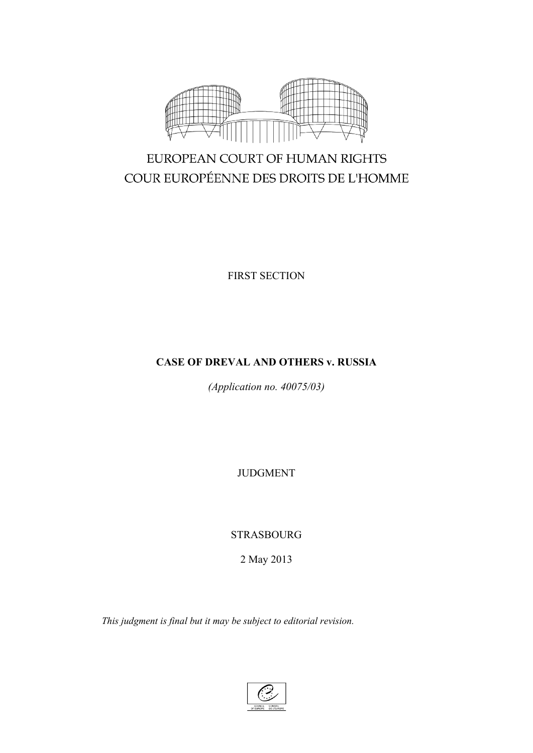EUROPEAN COURT OF HUMAN RIGHTS

COUR EUROPÉENNE DES DROITS DE L'HOMME

FIRST SECTION

**CASE OF DREVAL AND OTHERS v. RUSSIA**

*(Application no. 40075/03)*

JUDGMENT

STRASBOURG

2 May 2013

*This judgment is final but it may be subject to editorial revision.*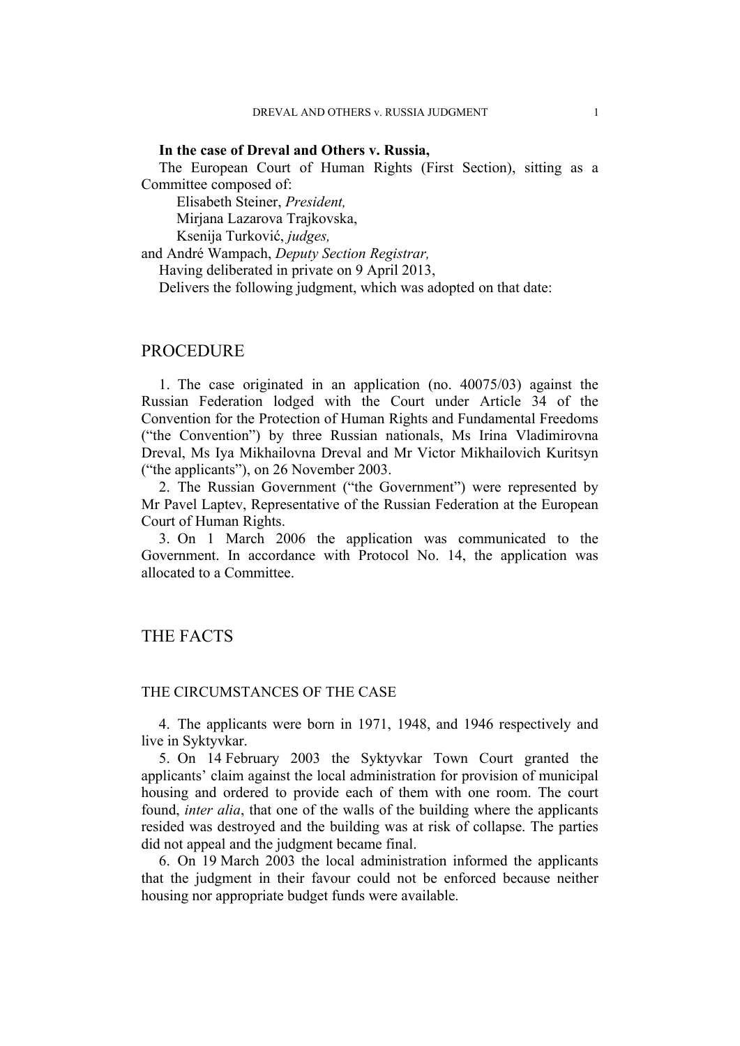**In the case of Dreval and Others v. Russia,**

The European Court of Human Rights (First Section), sitting as a Committee composed of:

Elisabeth Steiner, *President,*
Mirjana Lazarova Trajkovska,
Ksenija Turković, *judges,*
and André Wampach, *Deputy Section Registrar,*

Having deliberated in private on 9 April 2013,

Delivers the following judgment, which was adopted on that date:

# PROCEDURE

1. The case originated in an application (no. 40075/03) against the Russian Federation lodged with the Court under Article 34 of the Convention for the Protection of Human Rights and Fundamental Freedoms ("the Convention") by three Russian nationals, Ms Irina Vladimirovna Dreval, Ms Iya Mikhailovna Dreval and Mr Victor Mikhailovich Kuritsyn ("the applicants"), on 26 November 2003.

2. The Russian Government ("the Government") were represented by Mr Pavel Laptev, Representative of the Russian Federation at the European Court of Human Rights.

3. On 1 March 2006 the application was communicated to the Government. In accordance with Protocol No. 14, the application was allocated to a Committee.

# THE FACTS

## THE CIRCUMSTANCES OF THE CASE

4. The applicants were born in 1971, 1948, and 1946 respectively and live in Syktyvkar.

5. On 14 February 2003 the Syktyvkar Town Court granted the applicants' claim against the local administration for provision of municipal housing and ordered to provide each of them with one room. The court found, *inter alia*, that one of the walls of the building where the applicants resided was destroyed and the building was at risk of collapse. The parties did not appeal and the judgment became final.

6. On 19 March 2003 the local administration informed the applicants that the judgment in their favour could not be enforced because neither housing nor appropriate budget funds were available.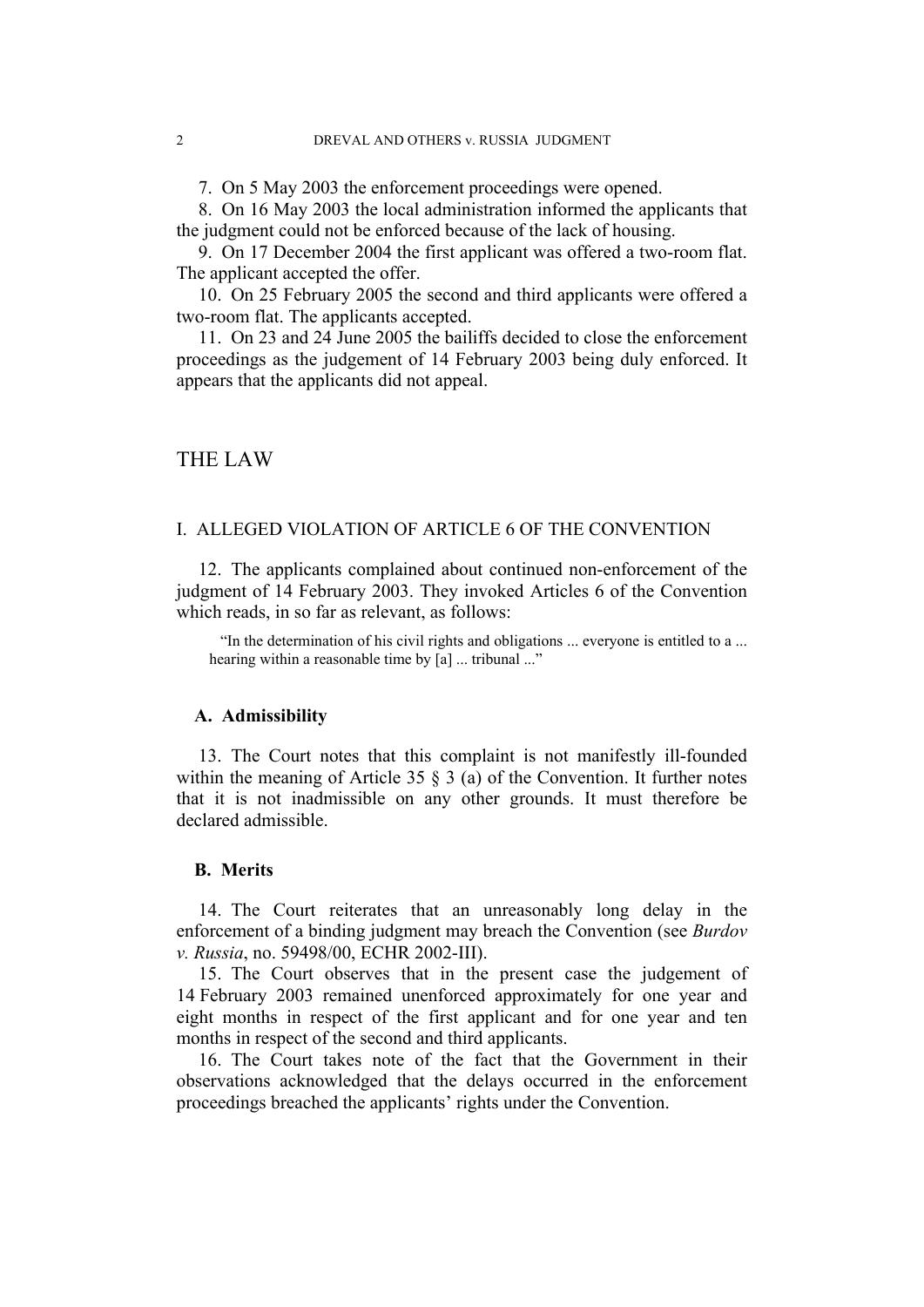7. On 5 May 2003 the enforcement proceedings were opened.

8. On 16 May 2003 the local administration informed the applicants that the judgment could not be enforced because of the lack of housing.

9. On 17 December 2004 the first applicant was offered a two-room flat. The applicant accepted the offer.

10. On 25 February 2005 the second and third applicants were offered a two-room flat. The applicants accepted.

11. On 23 and 24 June 2005 the bailiffs decided to close the enforcement proceedings as the judgement of 14 February 2003 being duly enforced. It appears that the applicants did not appeal.

## THE LAW

### I. ALLEGED VIOLATION OF ARTICLE 6 OF THE CONVENTION

12. The applicants complained about continued non-enforcement of the judgment of 14 February 2003. They invoked Articles 6 of the Convention which reads, in so far as relevant, as follows:

> "In the determination of his civil rights and obligations ... everyone is entitled to a ... hearing within a reasonable time by [a] ... tribunal ..."

#### A. Admissibility

13. The Court notes that this complaint is not manifestly ill-founded within the meaning of Article 35 § 3 (a) of the Convention. It further notes that it is not inadmissible on any other grounds. It must therefore be declared admissible.

#### B. Merits

14. The Court reiterates that an unreasonably long delay in the enforcement of a binding judgment may breach the Convention (see *Burdov v. Russia*, no. 59498/00, ECHR 2002-III).

15. The Court observes that in the present case the judgement of 14 February 2003 remained unenforced approximately for one year and eight months in respect of the first applicant and for one year and ten months in respect of the second and third applicants.

16. The Court takes note of the fact that the Government in their observations acknowledged that the delays occurred in the enforcement proceedings breached the applicants' rights under the Convention.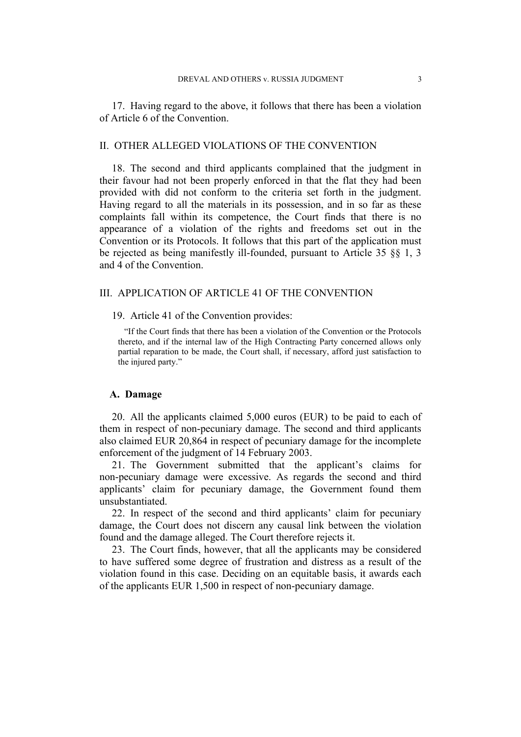17. Having regard to the above, it follows that there has been a violation of Article 6 of the Convention.

## II. OTHER ALLEGED VIOLATIONS OF THE CONVENTION

18. The second and third applicants complained that the judgment in their favour had not been properly enforced in that the flat they had been provided with did not conform to the criteria set forth in the judgment. Having regard to all the materials in its possession, and in so far as these complaints fall within its competence, the Court finds that there is no appearance of a violation of the rights and freedoms set out in the Convention or its Protocols. It follows that this part of the application must be rejected as being manifestly ill-founded, pursuant to Article 35 §§ 1, 3 and 4 of the Convention.

## III. APPLICATION OF ARTICLE 41 OF THE CONVENTION

19. Article 41 of the Convention provides:

> "If the Court finds that there has been a violation of the Convention or the Protocols thereto, and if the internal law of the High Contracting Party concerned allows only partial reparation to be made, the Court shall, if necessary, afford just satisfaction to the injured party."

### A. Damage

20. All the applicants claimed 5,000 euros (EUR) to be paid to each of them in respect of non-pecuniary damage. The second and third applicants also claimed EUR 20,864 in respect of pecuniary damage for the incomplete enforcement of the judgment of 14 February 2003.

21. The Government submitted that the applicant's claims for non-pecuniary damage were excessive. As regards the second and third applicants' claim for pecuniary damage, the Government found them unsubstantiated.

22. In respect of the second and third applicants' claim for pecuniary damage, the Court does not discern any causal link between the violation found and the damage alleged. The Court therefore rejects it.

23. The Court finds, however, that all the applicants may be considered to have suffered some degree of frustration and distress as a result of the violation found in this case. Deciding on an equitable basis, it awards each of the applicants EUR 1,500 in respect of non-pecuniary damage.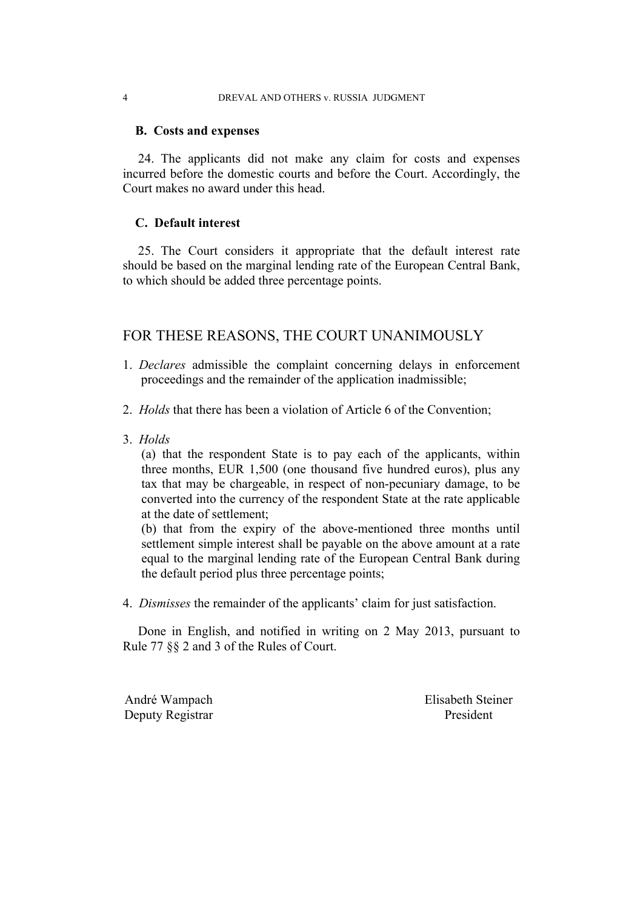### B. Costs and expenses

24. The applicants did not make any claim for costs and expenses incurred before the domestic courts and before the Court. Accordingly, the Court makes no award under this head.

### C. Default interest

25. The Court considers it appropriate that the default interest rate should be based on the marginal lending rate of the European Central Bank, to which should be added three percentage points.

## FOR THESE REASONS, THE COURT UNANIMOUSLY

1. *Declares* admissible the complaint concerning delays in enforcement proceedings and the remainder of the application inadmissible;

2. *Holds* that there has been a violation of Article 6 of the Convention;

3. *Holds*
   (a) that the respondent State is to pay each of the applicants, within three months, EUR 1,500 (one thousand five hundred euros), plus any tax that may be chargeable, in respect of non-pecuniary damage, to be converted into the currency of the respondent State at the rate applicable at the date of settlement;
   (b) that from the expiry of the above-mentioned three months until settlement simple interest shall be payable on the above amount at a rate equal to the marginal lending rate of the European Central Bank during the default period plus three percentage points;

4. *Dismisses* the remainder of the applicants' claim for just satisfaction.

Done in English, and notified in writing on 2 May 2013, pursuant to Rule 77 §§ 2 and 3 of the Rules of Court.

André Wampach
Deputy Registrar

Elisabeth Steiner
President